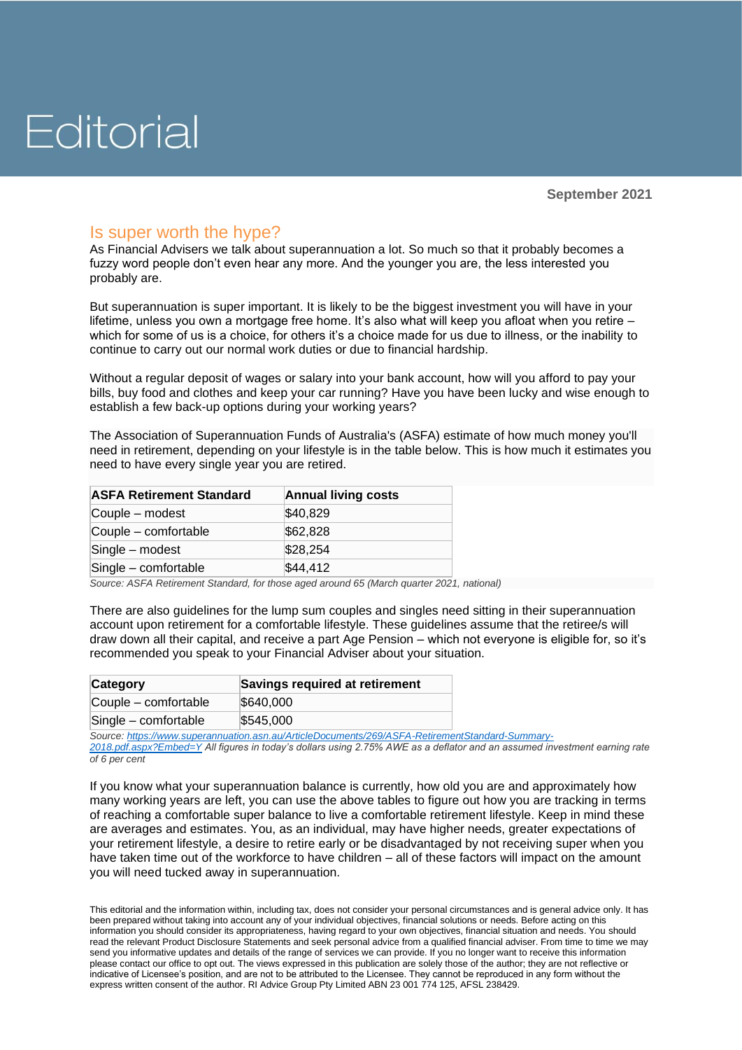# Editorial

**September 2021**

## Is super worth the hype?

As Financial Advisers we talk about superannuation a lot. So much so that it probably becomes a fuzzy word people don't even hear any more. And the younger you are, the less interested you probably are.

But superannuation is super important. It is likely to be the biggest investment you will have in your lifetime, unless you own a mortgage free home. It's also what will keep you afloat when you retire – which for some of us is a choice, for others it's a choice made for us due to illness, or the inability to continue to carry out our normal work duties or due to financial hardship.

Without a regular deposit of wages or salary into your bank account, how will you afford to pay your bills, buy food and clothes and keep your car running? Have you have been lucky and wise enough to establish a few back-up options during your working years?

The Association of Superannuation Funds of Australia's (ASFA) estimate of how much money you'll need in retirement, depending on your lifestyle is in the table below. This is how much it estimates you need to have every single year you are retired.

| ASFA Retirement Standard | Annual living costs |
|---|---|
| Couple – modest | $40,829 |
| Couple – comfortable | $62,828 |
| Single – modest | $28,254 |
| Single – comfortable | $44,412 |

*Source: ASFA Retirement Standard, for those aged around 65 (March quarter 2021, national)*

There are also guidelines for the lump sum couples and singles need sitting in their superannuation account upon retirement for a comfortable lifestyle. These guidelines assume that the retiree/s will draw down all their capital, and receive a part Age Pension – which not everyone is eligible for, so it's recommended you speak to your Financial Adviser about your situation.

| Category | Savings required at retirement |
|---|---|
| Couple – comfortable | $640,000 |
| Single – comfortable | $545,000 |

*Source: https://www.superannuation.asn.au/ArticleDocuments/269/ASFA-RetirementStandard-Summary-2018.pdf.aspx?Embed=Y All figures in today's dollars using 2.75% AWE as a deflator and an assumed investment earning rate of 6 per cent*

If you know what your superannuation balance is currently, how old you are and approximately how many working years are left, you can use the above tables to figure out how you are tracking in terms of reaching a comfortable super balance to live a comfortable retirement lifestyle. Keep in mind these are averages and estimates. You, as an individual, may have higher needs, greater expectations of your retirement lifestyle, a desire to retire early or be disadvantaged by not receiving super when you have taken time out of the workforce to have children – all of these factors will impact on the amount you will need tucked away in superannuation.

This editorial and the information within, including tax, does not consider your personal circumstances and is general advice only. It has been prepared without taking into account any of your individual objectives, financial solutions or needs. Before acting on this information you should consider its appropriateness, having regard to your own objectives, financial situation and needs. You should read the relevant Product Disclosure Statements and seek personal advice from a qualified financial adviser. From time to time we may send you informative updates and details of the range of services we can provide. If you no longer want to receive this information please contact our office to opt out. The views expressed in this publication are solely those of the author; they are not reflective or indicative of Licensee's position, and are not to be attributed to the Licensee. They cannot be reproduced in any form without the express written consent of the author. RI Advice Group Pty Limited ABN 23 001 774 125, AFSL 238429.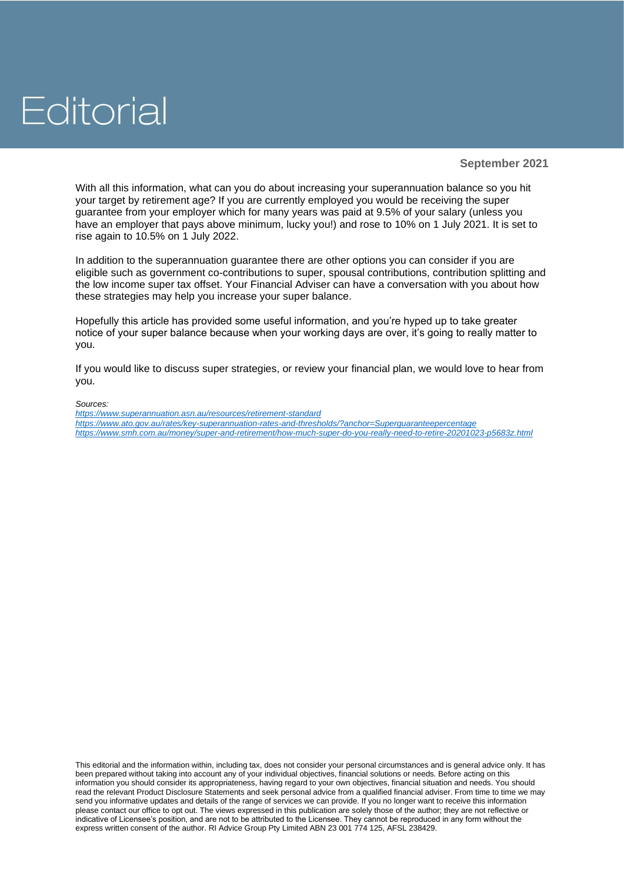# Editorial

**September 2021**

With all this information, what can you do about increasing your superannuation balance so you hit your target by retirement age? If you are currently employed you would be receiving the super guarantee from your employer which for many years was paid at 9.5% of your salary (unless you have an employer that pays above minimum, lucky you!) and rose to 10% on 1 July 2021. It is set to rise again to 10.5% on 1 July 2022.

In addition to the superannuation guarantee there are other options you can consider if you are eligible such as government co-contributions to super, spousal contributions, contribution splitting and the low income super tax offset. Your Financial Adviser can have a conversation with you about how these strategies may help you increase your super balance.

Hopefully this article has provided some useful information, and you're hyped up to take greater notice of your super balance because when your working days are over, it's going to really matter to you.

If you would like to discuss super strategies, or review your financial plan, we would love to hear from you.

*Sources:*
*https://www.superannuation.asn.au/resources/retirement-standard*
*https://www.ato.gov.au/rates/key-superannuation-rates-and-thresholds/?anchor=Superguaranteepercentage*
*https://www.smh.com.au/money/super-and-retirement/how-much-super-do-you-really-need-to-retire-20201023-p5683z.html*

This editorial and the information within, including tax, does not consider your personal circumstances and is general advice only. It has been prepared without taking into account any of your individual objectives, financial solutions or needs. Before acting on this information you should consider its appropriateness, having regard to your own objectives, financial situation and needs. You should read the relevant Product Disclosure Statements and seek personal advice from a qualified financial adviser. From time to time we may send you informative updates and details of the range of services we can provide. If you no longer want to receive this information please contact our office to opt out. The views expressed in this publication are solely those of the author; they are not reflective or indicative of Licensee's position, and are not to be attributed to the Licensee. They cannot be reproduced in any form without the express written consent of the author. RI Advice Group Pty Limited ABN 23 001 774 125, AFSL 238429.